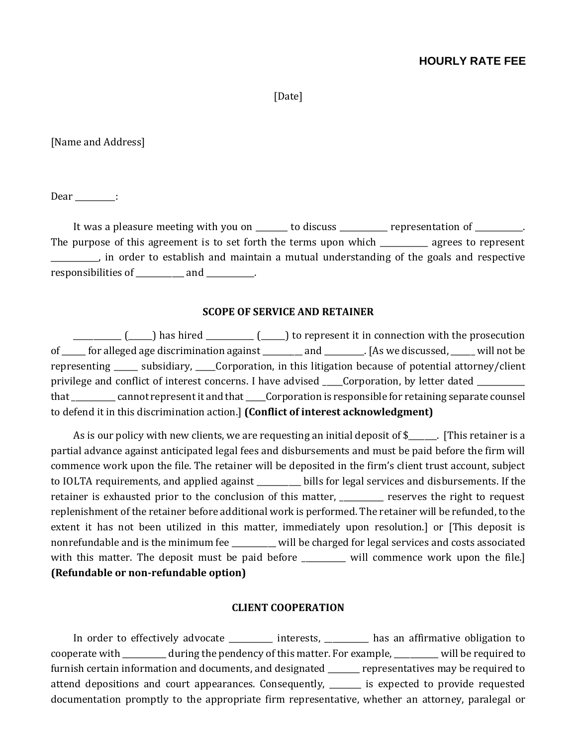**HOURLY RATE FEE**

[Date]

[Name and Address]

Dear __________:

It was a pleasure meeting with you on ________ to discuss ____________ representation of ____________. The purpose of this agreement is to set forth the terms upon which ____________ agrees to represent ____________, in order to establish and maintain a mutual understanding of the goals and respective responsibilities of ____________ and ____________.

## SCOPE OF SERVICE AND RETAINER

____________ (______) has hired ____________ (______) to represent it in connection with the prosecution of ______ for alleged age discrimination against __________ and __________. [As we discussed, ______ will not be representing ______ subsidiary, _____Corporation, in this litigation because of potential attorney/client privilege and conflict of interest concerns. I have advised _____Corporation, by letter dated ____________ that ___________ cannot represent it and that _____Corporation is responsible for retaining separate counsel to defend it in this discrimination action.] **(Conflict of interest acknowledgment)**

As is our policy with new clients, we are requesting an initial deposit of $_______. [This retainer is a partial advance against anticipated legal fees and disbursements and must be paid before the firm will commence work upon the file. The retainer will be deposited in the firm's client trust account, subject to IOLTA requirements, and applied against ___________ bills for legal services and disbursements. If the retainer is exhausted prior to the conclusion of this matter, ___________ reserves the right to request replenishment of the retainer before additional work is performed. The retainer will be refunded, to the extent it has not been utilized in this matter, immediately upon resolution.] or [This deposit is nonrefundable and is the minimum fee ___________ will be charged for legal services and costs associated with this matter. The deposit must be paid before ___________ will commence work upon the file.] **(Refundable or non-refundable option)**

## CLIENT COOPERATION

In order to effectively advocate ___________ interests, ___________ has an affirmative obligation to cooperate with ___________ during the pendency of this matter. For example, ___________ will be required to furnish certain information and documents, and designated ________ representatives may be required to attend depositions and court appearances. Consequently, ________ is expected to provide requested documentation promptly to the appropriate firm representative, whether an attorney, paralegal or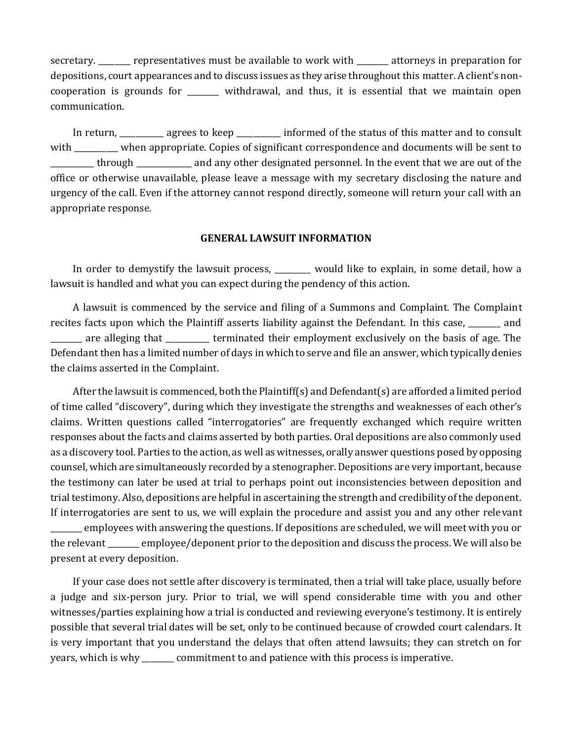secretary. ________ representatives must be available to work with ________ attorneys in preparation for depositions, court appearances and to discuss issues as they arise throughout this matter. A client's non-cooperation is grounds for ________ withdrawal, and thus, it is essential that we maintain open communication.

In return, ___________ agrees to keep ___________ informed of the status of this matter and to consult with ___________ when appropriate. Copies of significant correspondence and documents will be sent to ___________ through ______________ and any other designated personnel. In the event that we are out of the office or otherwise unavailable, please leave a message with my secretary disclosing the nature and urgency of the call. Even if the attorney cannot respond directly, someone will return your call with an appropriate response.

**GENERAL LAWSUIT INFORMATION**

In order to demystify the lawsuit process, _________ would like to explain, in some detail, how a lawsuit is handled and what you can expect during the pendency of this action.

A lawsuit is commenced by the service and filing of a Summons and Complaint. The Complaint recites facts upon which the Plaintiff asserts liability against the Defendant. In this case, ________ and ________ are alleging that ___________ terminated their employment exclusively on the basis of age. The Defendant then has a limited number of days in which to serve and file an answer, which typically denies the claims asserted in the Complaint.

After the lawsuit is commenced, both the Plaintiff(s) and Defendant(s) are afforded a limited period of time called "discovery", during which they investigate the strengths and weaknesses of each other's claims. Written questions called "interrogatories" are frequently exchanged which require written responses about the facts and claims asserted by both parties. Oral depositions are also commonly used as a discovery tool. Parties to the action, as well as witnesses, orally answer questions posed by opposing counsel, which are simultaneously recorded by a stenographer. Depositions are very important, because the testimony can later be used at trial to perhaps point out inconsistencies between deposition and trial testimony. Also, depositions are helpful in ascertaining the strength and credibility of the deponent. If interrogatories are sent to us, we will explain the procedure and assist you and any other relevant ________ employees with answering the questions. If depositions are scheduled, we will meet with you or the relevant ________ employee/deponent prior to the deposition and discuss the process. We will also be present at every deposition.

If your case does not settle after discovery is terminated, then a trial will take place, usually before a judge and six-person jury. Prior to trial, we will spend considerable time with you and other witnesses/parties explaining how a trial is conducted and reviewing everyone's testimony. It is entirely possible that several trial dates will be set, only to be continued because of crowded court calendars. It is very important that you understand the delays that often attend lawsuits; they can stretch on for years, which is why ________ commitment to and patience with this process is imperative.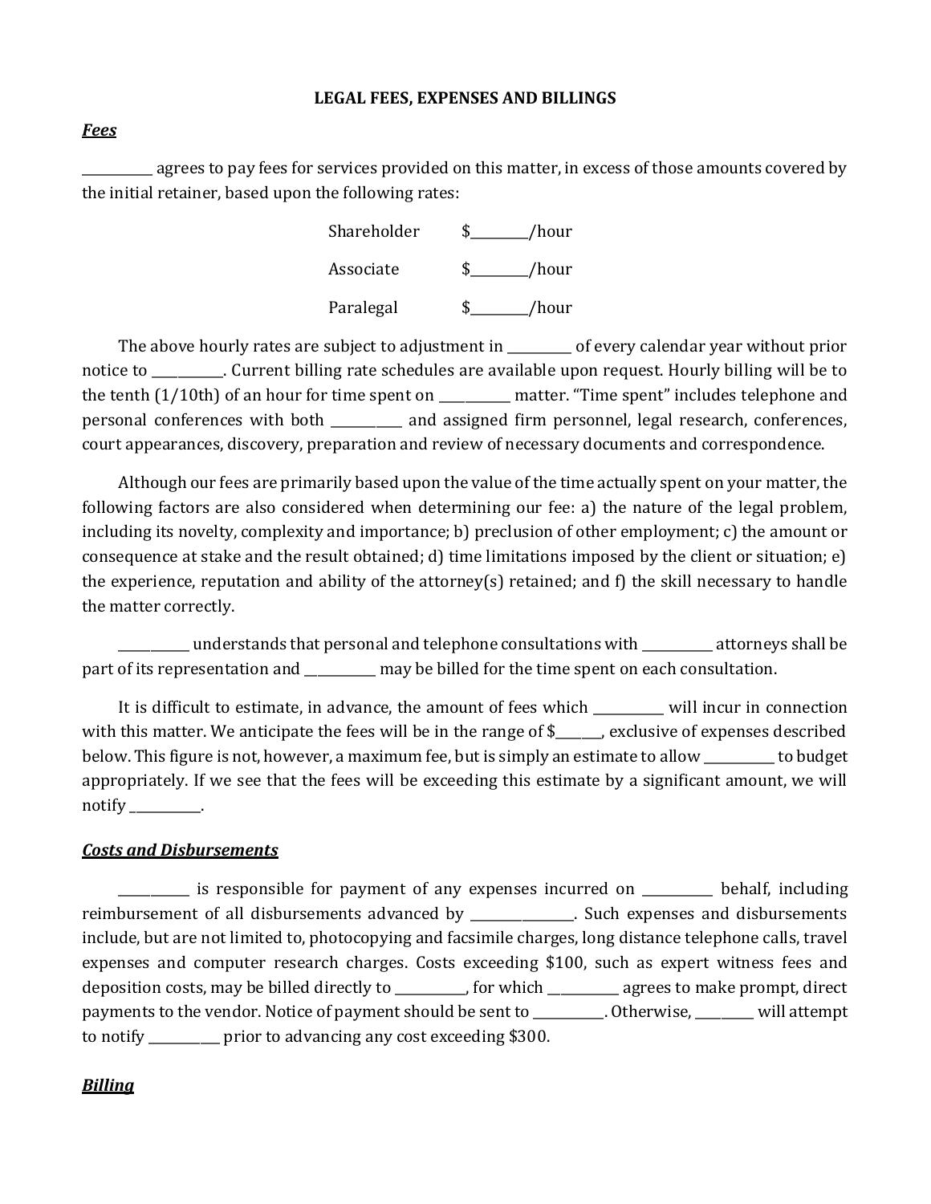## LEGAL FEES, EXPENSES AND BILLINGS

### ***Fees***

___________ agrees to pay fees for services provided on this matter, in excess of those amounts covered by the initial retainer, based upon the following rates:

| | |
|---|---|
| Shareholder | $_________/hour |
| Associate | $_________/hour |
| Paralegal | $_________/hour |

The above hourly rates are subject to adjustment in __________ of every calendar year without prior notice to ___________. Current billing rate schedules are available upon request. Hourly billing will be to the tenth (1/10th) of an hour for time spent on ___________ matter. "Time spent" includes telephone and personal conferences with both ___________ and assigned firm personnel, legal research, conferences, court appearances, discovery, preparation and review of necessary documents and correspondence.

Although our fees are primarily based upon the value of the time actually spent on your matter, the following factors are also considered when determining our fee: a) the nature of the legal problem, including its novelty, complexity and importance; b) preclusion of other employment; c) the amount or consequence at stake and the result obtained; d) time limitations imposed by the client or situation; e) the experience, reputation and ability of the attorney(s) retained; and f) the skill necessary to handle the matter correctly.

___________ understands that personal and telephone consultations with ___________ attorneys shall be part of its representation and ___________ may be billed for the time spent on each consultation.

It is difficult to estimate, in advance, the amount of fees which ___________ will incur in connection with this matter. We anticipate the fees will be in the range of $_______, exclusive of expenses described below. This figure is not, however, a maximum fee, but is simply an estimate to allow ___________ to budget appropriately. If we see that the fees will be exceeding this estimate by a significant amount, we will notify ___________.

### ***Costs and Disbursements***

___________ is responsible for payment of any expenses incurred on ___________ behalf, including reimbursement of all disbursements advanced by ________________. Such expenses and disbursements include, but are not limited to, photocopying and facsimile charges, long distance telephone calls, travel expenses and computer research charges. Costs exceeding $100, such as expert witness fees and deposition costs, may be billed directly to ___________, for which ___________ agrees to make prompt, direct payments to the vendor. Notice of payment should be sent to ___________. Otherwise, _________ will attempt to notify ___________ prior to advancing any cost exceeding $300.

### ***Billing***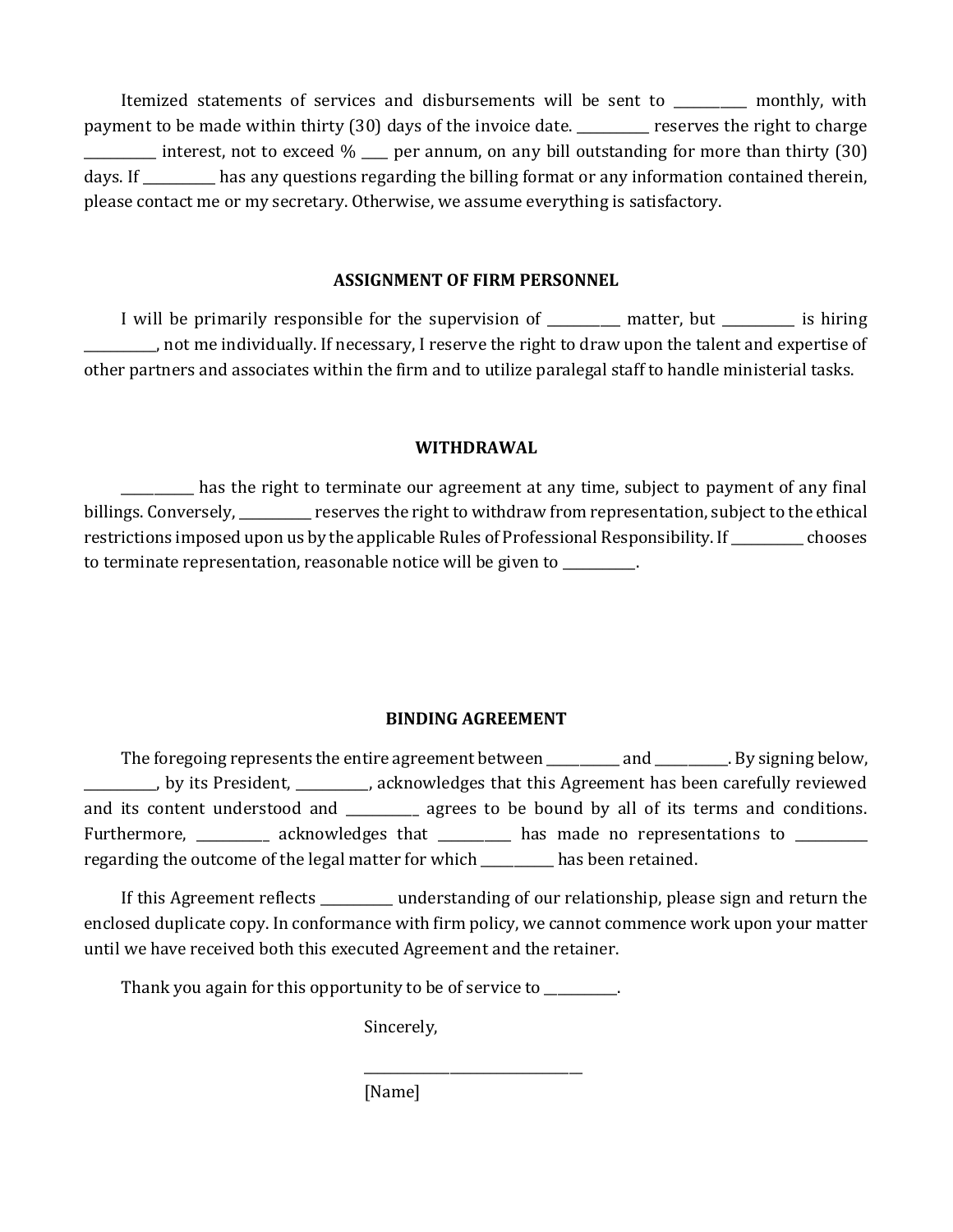Itemized statements of services and disbursements will be sent to ___________ monthly, with payment to be made within thirty (30) days of the invoice date. ___________ reserves the right to charge ___________ interest, not to exceed % ____ per annum, on any bill outstanding for more than thirty (30) days. If ___________ has any questions regarding the billing format or any information contained therein, please contact me or my secretary. Otherwise, we assume everything is satisfactory.

## ASSIGNMENT OF FIRM PERSONNEL

I will be primarily responsible for the supervision of ___________ matter, but ___________ is hiring ___________, not me individually. If necessary, I reserve the right to draw upon the talent and expertise of other partners and associates within the firm and to utilize paralegal staff to handle ministerial tasks.

## WITHDRAWAL

___________ has the right to terminate our agreement at any time, subject to payment of any final billings. Conversely, ___________ reserves the right to withdraw from representation, subject to the ethical restrictions imposed upon us by the applicable Rules of Professional Responsibility. If ___________ chooses to terminate representation, reasonable notice will be given to ___________.

## BINDING AGREEMENT

The foregoing represents the entire agreement between ___________ and ___________. By signing below, ___________, by its President, ___________, acknowledges that this Agreement has been carefully reviewed and its content understood and ___________ agrees to be bound by all of its terms and conditions. Furthermore, ___________ acknowledges that ___________ has made no representations to ___________ regarding the outcome of the legal matter for which ___________ has been retained.

If this Agreement reflects ___________ understanding of our relationship, please sign and return the enclosed duplicate copy. In conformance with firm policy, we cannot commence work upon your matter until we have received both this executed Agreement and the retainer.

Thank you again for this opportunity to be of service to ___________.

Sincerely,

_________________________________

[Name]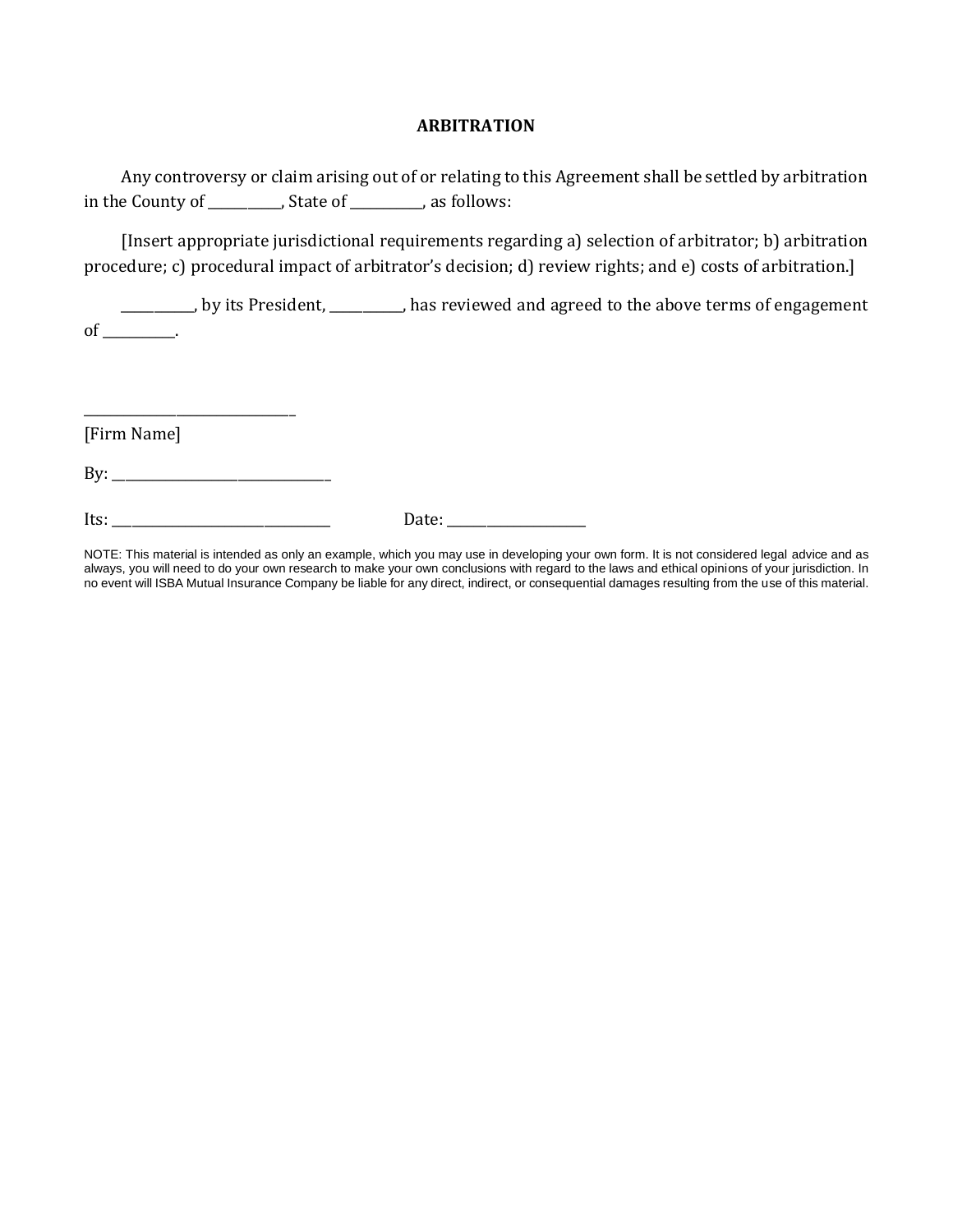## ARBITRATION

Any controversy or claim arising out of or relating to this Agreement shall be settled by arbitration in the County of __________, State of __________, as follows:

[Insert appropriate jurisdictional requirements regarding a) selection of arbitrator; b) arbitration procedure; c) procedural impact of arbitrator's decision; d) review rights; and e) costs of arbitration.]

__________, by its President, __________, has reviewed and agreed to the above terms of engagement of __________.

______________________________
[Firm Name]

By: ______________________________

Its: ______________________________ Date: ____________________

NOTE: This material is intended as only an example, which you may use in developing your own form. It is not considered legal advice and as always, you will need to do your own research to make your own conclusions with regard to the laws and ethical opinions of your jurisdiction. In no event will ISBA Mutual Insurance Company be liable for any direct, indirect, or consequential damages resulting from the use of this material.